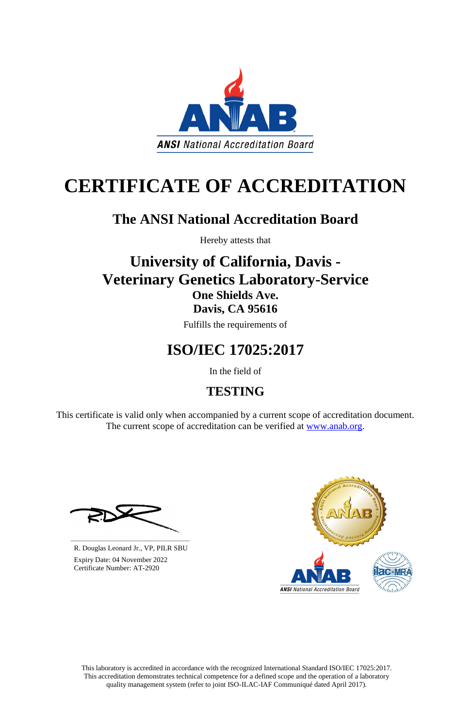ANSI National Accreditation Board

# CERTIFICATE OF ACCREDITATION

## The ANSI National Accreditation Board

Hereby attests that

## University of California, Davis - Veterinary Genetics Laboratory-Service

### One Shields Ave.
### Davis, CA 95616

Fulfills the requirements of

## ISO/IEC 17025:2017

In the field of

## TESTING

This certificate is valid only when accompanied by a current scope of accreditation document. The current scope of accreditation can be verified at [www.anab.org](www.anab.org).

R. Douglas Leonard Jr., VP, PILR SBU

Expiry Date: 04 November 2022

Certificate Number: AT-2920

This laboratory is accredited in accordance with the recognized International Standard ISO/IEC 17025:2017. This accreditation demonstrates technical competence for a defined scope and the operation of a laboratory quality management system (refer to joint ISO-ILAC-IAF Communiqué dated April 2017).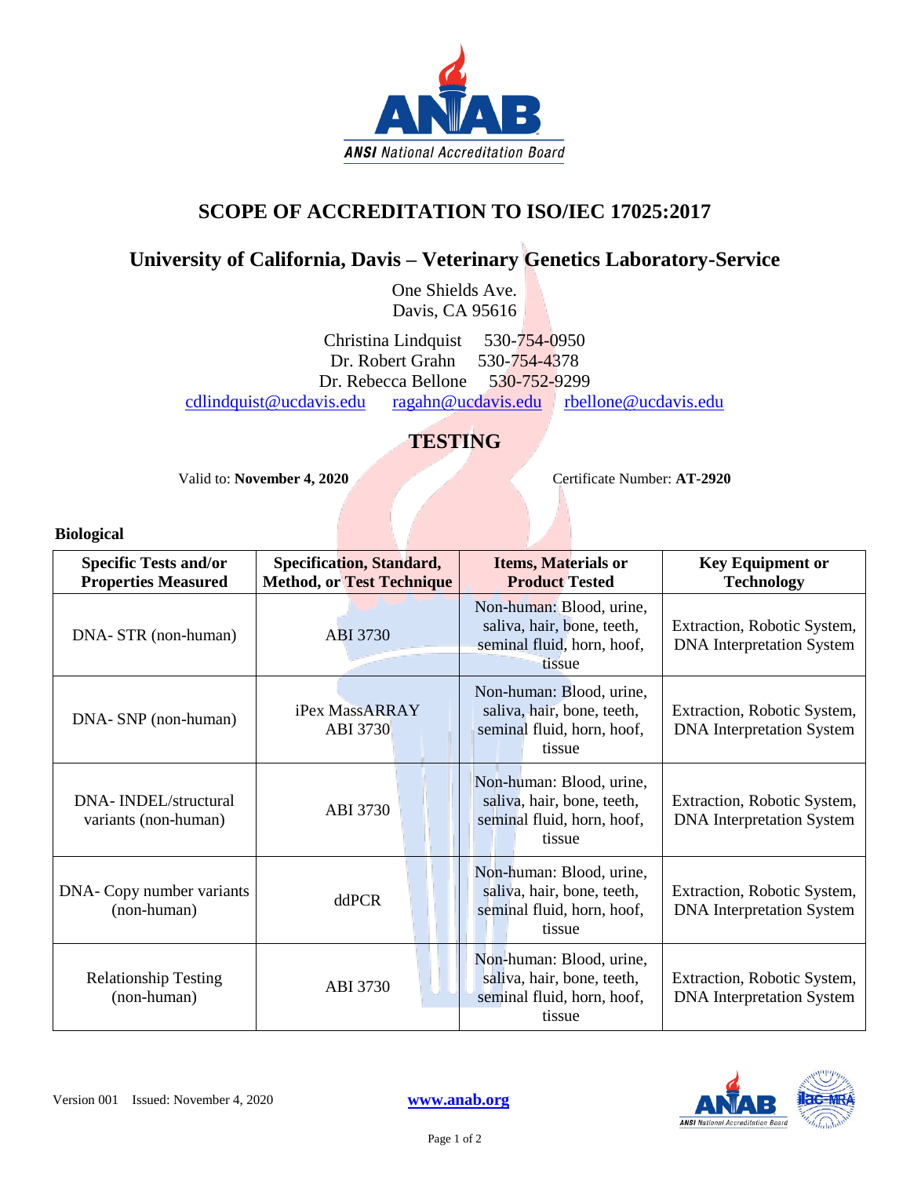# SCOPE OF ACCREDITATION TO ISO/IEC 17025:2017

## University of California, Davis – Veterinary Genetics Laboratory-Service

One Shields Ave.
Davis, CA 95616

Christina Lindquist 530-754-0950
Dr. Robert Grahn 530-754-4378
Dr. Rebecca Bellone 530-752-9299
cdlindquist@ucdavis.edu ragahn@ucdavis.edu rbellone@ucdavis.edu

## TESTING

Valid to: **November 4, 2020** Certificate Number: **AT-2920**

**Biological**

| Specific Tests and/or Properties Measured | Specification, Standard, Method, or Test Technique | Items, Materials or Product Tested | Key Equipment or Technology |
|---|---|---|---|
| DNA- STR (non-human) | ABI 3730 | Non-human: Blood, urine, saliva, hair, bone, teeth, seminal fluid, horn, hoof, tissue | Extraction, Robotic System, DNA Interpretation System |
| DNA- SNP (non-human) | iPex MassARRAY ABI 3730 | Non-human: Blood, urine, saliva, hair, bone, teeth, seminal fluid, horn, hoof, tissue | Extraction, Robotic System, DNA Interpretation System |
| DNA- INDEL/structural variants (non-human) | ABI 3730 | Non-human: Blood, urine, saliva, hair, bone, teeth, seminal fluid, horn, hoof, tissue | Extraction, Robotic System, DNA Interpretation System |
| DNA- Copy number variants (non-human) | ddPCR | Non-human: Blood, urine, saliva, hair, bone, teeth, seminal fluid, horn, hoof, tissue | Extraction, Robotic System, DNA Interpretation System |
| Relationship Testing (non-human) | ABI 3730 | Non-human: Blood, urine, saliva, hair, bone, teeth, seminal fluid, horn, hoof, tissue | Extraction, Robotic System, DNA Interpretation System |

Version 001 Issued: November 4, 2020

www.anab.org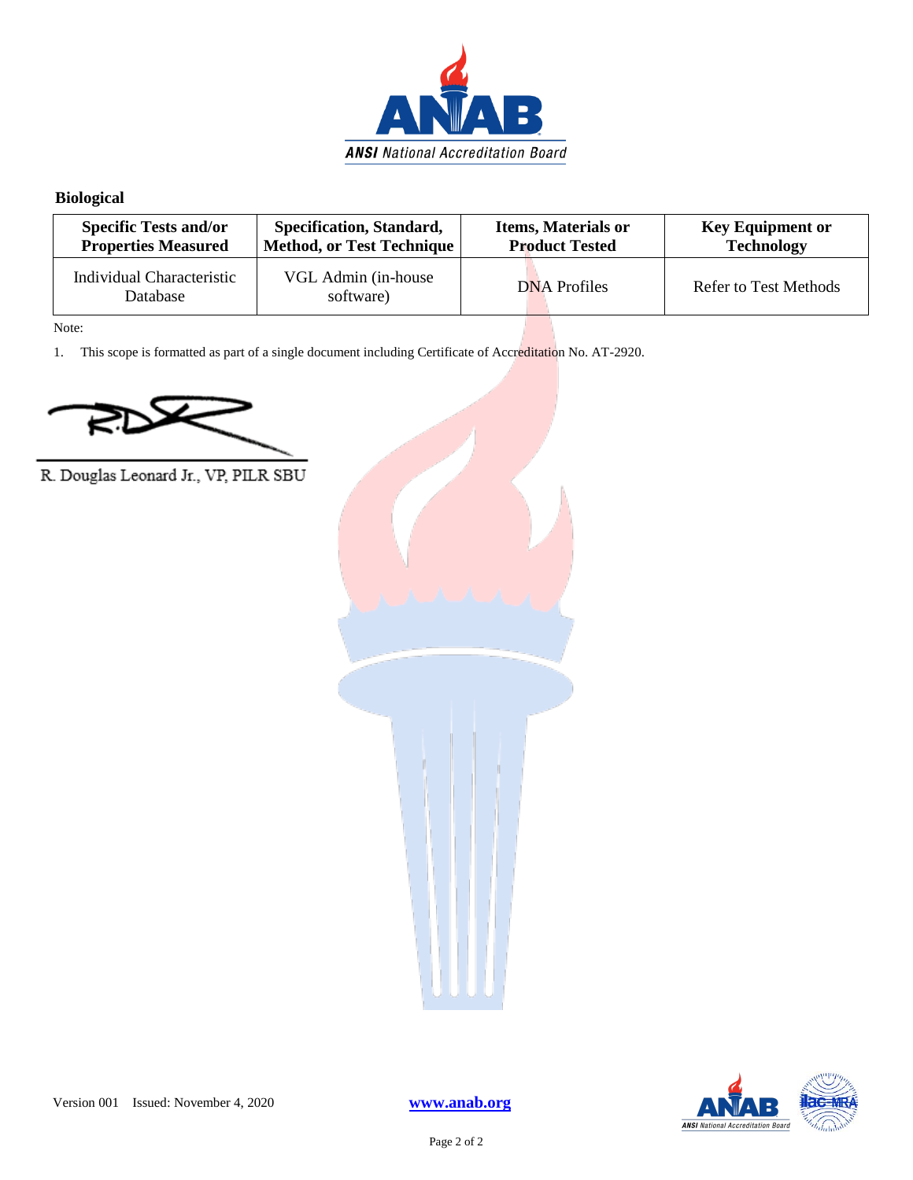## Biological

| Specific Tests and/or Properties Measured | Specification, Standard, Method, or Test Technique | Items, Materials or Product Tested | Key Equipment or Technology |
|---|---|---|---|
| Individual Characteristic Database | VGL Admin (in-house software) | DNA Profiles | Refer to Test Methods |

Note:

1. This scope is formatted as part of a single document including Certificate of Accreditation No. AT-2920.

R. Douglas Leonard Jr., VP, PILR SBU

Version 001 Issued: November 4, 2020

www.anab.org